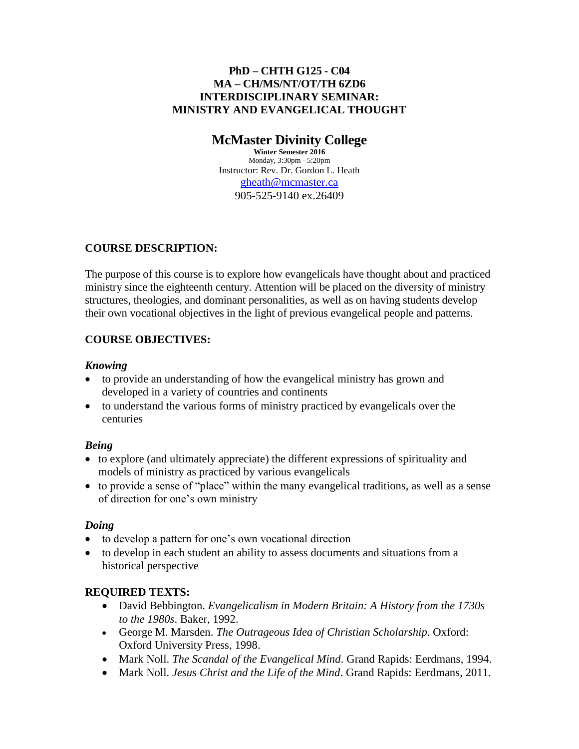**PhD – CHTH G125 - C04**
**MA – CH/MS/NT/OT/TH 6ZD6**
**INTERDISCIPLINARY SEMINAR:**
**MINISTRY AND EVANGELICAL THOUGHT**

# McMaster Divinity College

**Winter Semester 2016**
Monday, 3:30pm - 5:20pm
Instructor: Rev. Dr. Gordon L. Heath
gheath@mcmaster.ca
905-525-9140 ex.26409

## COURSE DESCRIPTION:

The purpose of this course is to explore how evangelicals have thought about and practiced ministry since the eighteenth century. Attention will be placed on the diversity of ministry structures, theologies, and dominant personalities, as well as on having students develop their own vocational objectives in the light of previous evangelical people and patterns.

## COURSE OBJECTIVES:

### *Knowing*

- to provide an understanding of how the evangelical ministry has grown and developed in a variety of countries and continents
- to understand the various forms of ministry practiced by evangelicals over the centuries

### *Being*

- to explore (and ultimately appreciate) the different expressions of spirituality and models of ministry as practiced by various evangelicals
- to provide a sense of "place" within the many evangelical traditions, as well as a sense of direction for one's own ministry

### *Doing*

- to develop a pattern for one's own vocational direction
- to develop in each student an ability to assess documents and situations from a historical perspective

## REQUIRED TEXTS:

- David Bebbington. *Evangelicalism in Modern Britain: A History from the 1730s to the 1980s*. Baker, 1992.
- George M. Marsden. *The Outrageous Idea of Christian Scholarship*. Oxford: Oxford University Press, 1998.
- Mark Noll. *The Scandal of the Evangelical Mind*. Grand Rapids: Eerdmans, 1994.
- Mark Noll. *Jesus Christ and the Life of the Mind*. Grand Rapids: Eerdmans, 2011.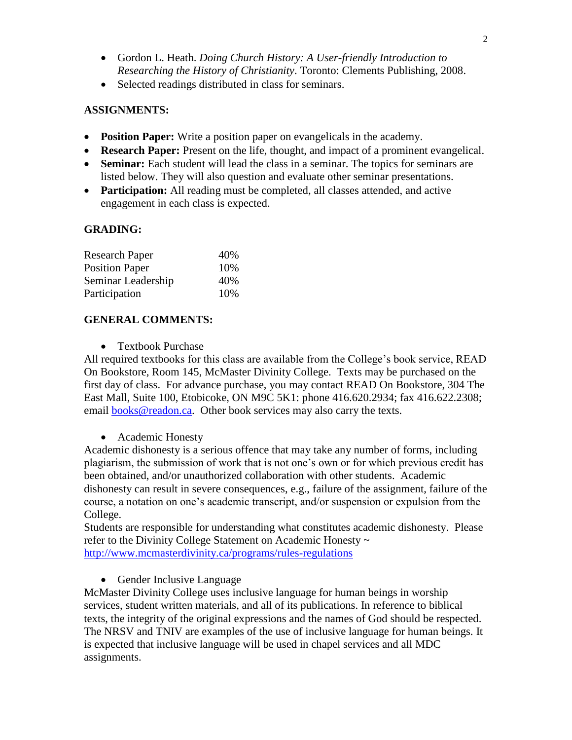- Gordon L. Heath. *Doing Church History: A User-friendly Introduction to Researching the History of Christianity*. Toronto: Clements Publishing, 2008.
- Selected readings distributed in class for seminars.

## ASSIGNMENTS:

- **Position Paper:** Write a position paper on evangelicals in the academy.
- **Research Paper:** Present on the life, thought, and impact of a prominent evangelical.
- **Seminar:** Each student will lead the class in a seminar. The topics for seminars are listed below. They will also question and evaluate other seminar presentations.
- **Participation:** All reading must be completed, all classes attended, and active engagement in each class is expected.

## GRADING:

| | |
|---|---|
| Research Paper | 40% |
| Position Paper | 10% |
| Seminar Leadership | 40% |
| Participation | 10% |

## GENERAL COMMENTS:

- Textbook Purchase

All required textbooks for this class are available from the College's book service, READ On Bookstore, Room 145, McMaster Divinity College. Texts may be purchased on the first day of class. For advance purchase, you may contact READ On Bookstore, 304 The East Mall, Suite 100, Etobicoke, ON M9C 5K1: phone 416.620.2934; fax 416.622.2308; email books@readon.ca. Other book services may also carry the texts.

- Academic Honesty

Academic dishonesty is a serious offence that may take any number of forms, including plagiarism, the submission of work that is not one's own or for which previous credit has been obtained, and/or unauthorized collaboration with other students. Academic dishonesty can result in severe consequences, e.g., failure of the assignment, failure of the course, a notation on one's academic transcript, and/or suspension or expulsion from the College.
Students are responsible for understanding what constitutes academic dishonesty. Please refer to the Divinity College Statement on Academic Honesty ~ http://www.mcmasterdivinity.ca/programs/rules-regulations

- Gender Inclusive Language

McMaster Divinity College uses inclusive language for human beings in worship services, student written materials, and all of its publications. In reference to biblical texts, the integrity of the original expressions and the names of God should be respected. The NRSV and TNIV are examples of the use of inclusive language for human beings. It is expected that inclusive language will be used in chapel services and all MDC assignments.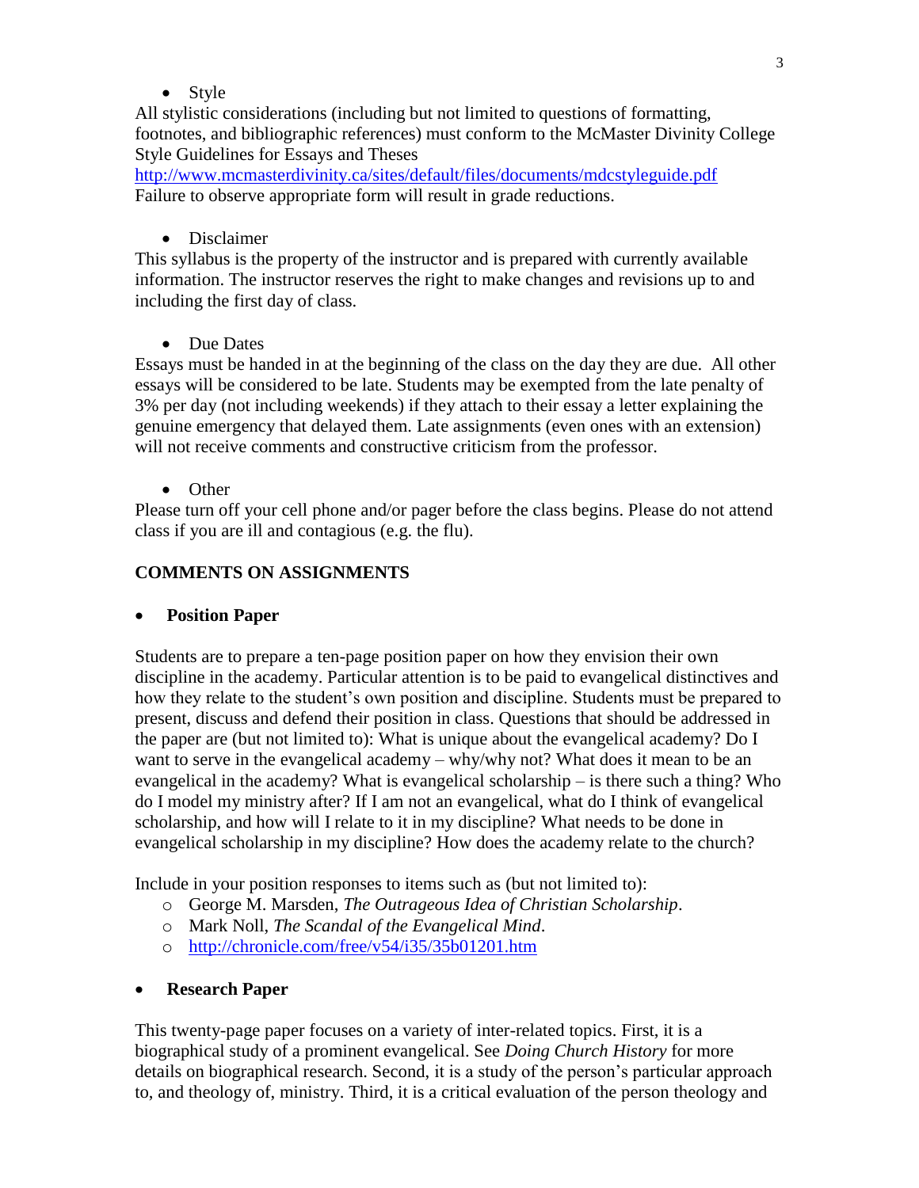- Style

All stylistic considerations (including but not limited to questions of formatting, footnotes, and bibliographic references) must conform to the McMaster Divinity College Style Guidelines for Essays and Theses
http://www.mcmasterdivinity.ca/sites/default/files/documents/mdcstyleguide.pdf
Failure to observe appropriate form will result in grade reductions.

- Disclaimer

This syllabus is the property of the instructor and is prepared with currently available information. The instructor reserves the right to make changes and revisions up to and including the first day of class.

- Due Dates

Essays must be handed in at the beginning of the class on the day they are due. All other essays will be considered to be late. Students may be exempted from the late penalty of 3% per day (not including weekends) if they attach to their essay a letter explaining the genuine emergency that delayed them. Late assignments (even ones with an extension) will not receive comments and constructive criticism from the professor.

- Other

Please turn off your cell phone and/or pager before the class begins. Please do not attend class if you are ill and contagious (e.g. the flu).

## COMMENTS ON ASSIGNMENTS

- **Position Paper**

Students are to prepare a ten-page position paper on how they envision their own discipline in the academy. Particular attention is to be paid to evangelical distinctives and how they relate to the student's own position and discipline. Students must be prepared to present, discuss and defend their position in class. Questions that should be addressed in the paper are (but not limited to): What is unique about the evangelical academy? Do I want to serve in the evangelical academy – why/why not? What does it mean to be an evangelical in the academy? What is evangelical scholarship – is there such a thing? Who do I model my ministry after? If I am not an evangelical, what do I think of evangelical scholarship, and how will I relate to it in my discipline? What needs to be done in evangelical scholarship in my discipline? How does the academy relate to the church?

Include in your position responses to items such as (but not limited to):

- George M. Marsden, *The Outrageous Idea of Christian Scholarship*.
- Mark Noll, *The Scandal of the Evangelical Mind*.
- http://chronicle.com/free/v54/i35/35b01201.htm

- **Research Paper**

This twenty-page paper focuses on a variety of inter-related topics. First, it is a biographical study of a prominent evangelical. See *Doing Church History* for more details on biographical research. Second, it is a study of the person's particular approach to, and theology of, ministry. Third, it is a critical evaluation of the person theology and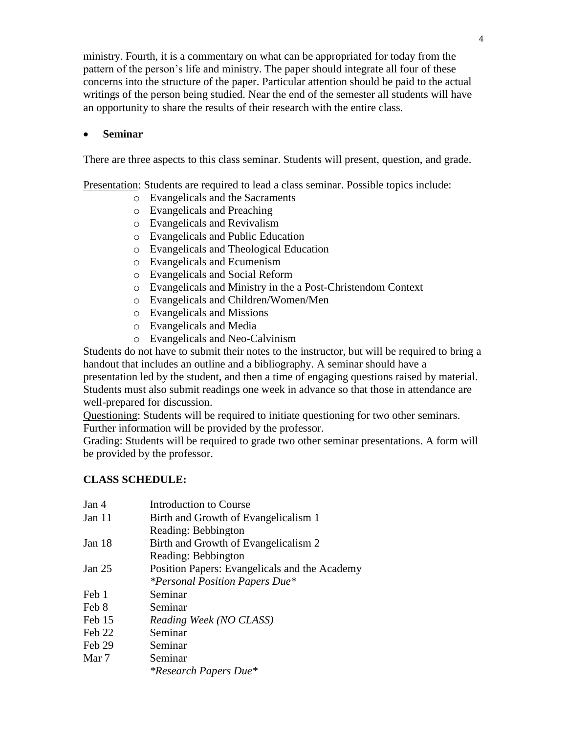ministry. Fourth, it is a commentary on what can be appropriated for today from the pattern of the person's life and ministry. The paper should integrate all four of these concerns into the structure of the paper. Particular attention should be paid to the actual writings of the person being studied. Near the end of the semester all students will have an opportunity to share the results of their research with the entire class.

- **Seminar**

There are three aspects to this class seminar. Students will present, question, and grade.

<u>Presentation</u>: Students are required to lead a class seminar. Possible topics include:

- Evangelicals and the Sacraments
- Evangelicals and Preaching
- Evangelicals and Revivalism
- Evangelicals and Public Education
- Evangelicals and Theological Education
- Evangelicals and Ecumenism
- Evangelicals and Social Reform
- Evangelicals and Ministry in the a Post-Christendom Context
- Evangelicals and Children/Women/Men
- Evangelicals and Missions
- Evangelicals and Media
- Evangelicals and Neo-Calvinism

Students do not have to submit their notes to the instructor, but will be required to bring a handout that includes an outline and a bibliography. A seminar should have a presentation led by the student, and then a time of engaging questions raised by material. Students must also submit readings one week in advance so that those in attendance are well-prepared for discussion.

<u>Questioning</u>: Students will be required to initiate questioning for two other seminars. Further information will be provided by the professor.

<u>Grading</u>: Students will be required to grade two other seminar presentations. A form will be provided by the professor.

**CLASS SCHEDULE:**

| | |
|---|---|
| Jan 4 | Introduction to Course |
| Jan 11 | Birth and Growth of Evangelicalism 1<br>Reading: Bebbington |
| Jan 18 | Birth and Growth of Evangelicalism 2<br>Reading: Bebbington |
| Jan 25 | Position Papers: Evangelicals and the Academy<br>*\*Personal Position Papers Due\** |
| Feb 1 | Seminar |
| Feb 8 | Seminar |
| Feb 15 | *Reading Week (NO CLASS)* |
| Feb 22 | Seminar |
| Feb 29 | Seminar |
| Mar 7 | Seminar<br>*\*Research Papers Due\** |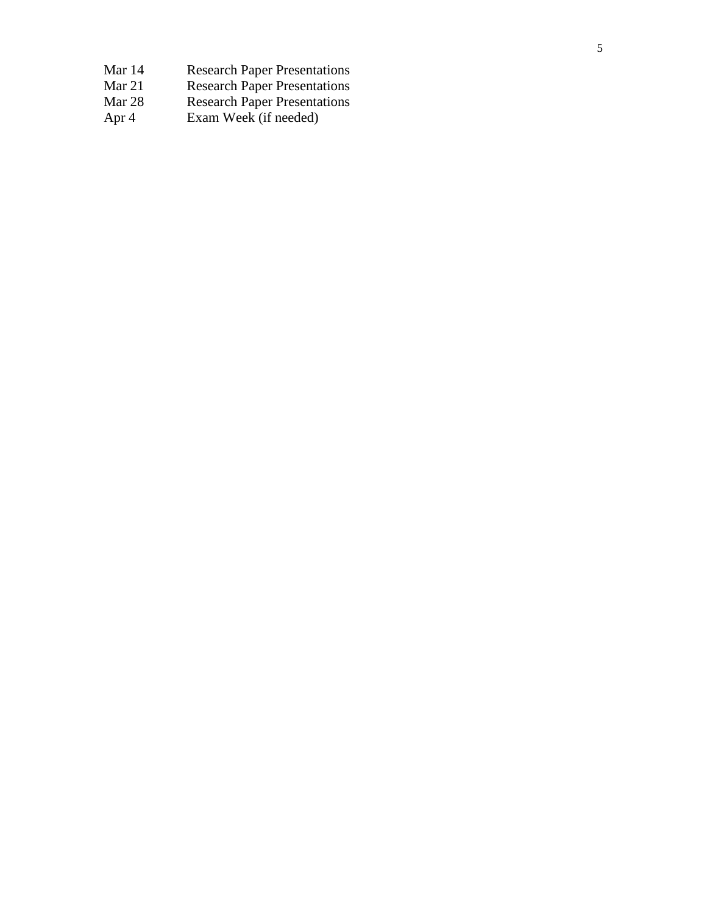| | |
|---|---|
| Mar 14 | Research Paper Presentations |
| Mar 21 | Research Paper Presentations |
| Mar 28 | Research Paper Presentations |
| Apr 4 | Exam Week (if needed) |